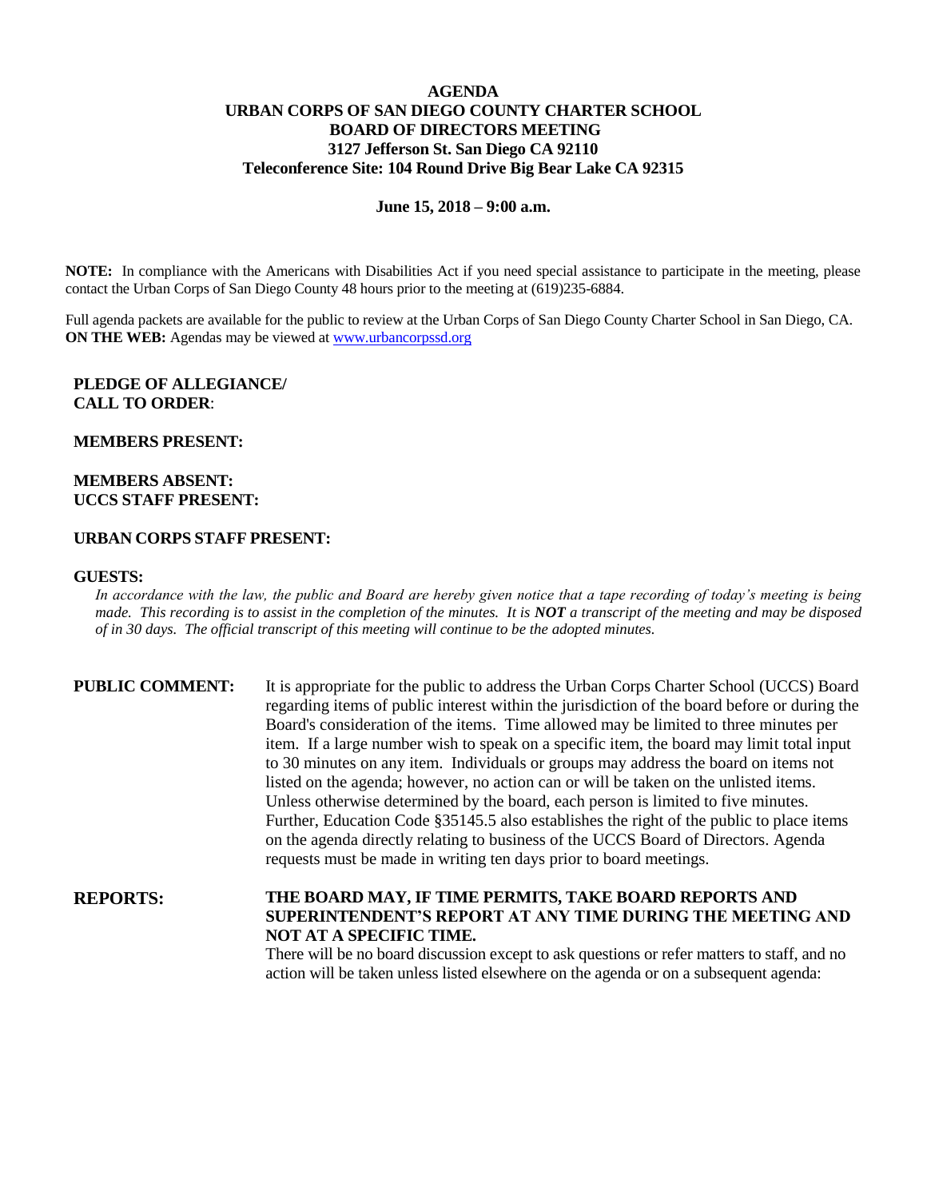# AGENDA
## URBAN CORPS OF SAN DIEGO COUNTY CHARTER SCHOOL
## BOARD OF DIRECTORS MEETING
### 3127 Jefferson St. San Diego CA 92110
### Teleconference Site: 104 Round Drive Big Bear Lake CA 92315

**June 15, 2018 – 9:00 a.m.**

**NOTE:** In compliance with the Americans with Disabilities Act if you need special assistance to participate in the meeting, please contact the Urban Corps of San Diego County 48 hours prior to the meeting at (619)235-6884.

Full agenda packets are available for the public to review at the Urban Corps of San Diego County Charter School in San Diego, CA.
**ON THE WEB:** Agendas may be viewed at www.urbancorpssd.org

**PLEDGE OF ALLEGIANCE/**
**CALL TO ORDER**:

**MEMBERS PRESENT:**

**MEMBERS ABSENT:**
**UCCS STAFF PRESENT:**

**URBAN CORPS STAFF PRESENT:**

**GUESTS:**

*In accordance with the law, the public and Board are hereby given notice that a tape recording of today's meeting is being made. This recording is to assist in the completion of the minutes. It is **NOT** a transcript of the meeting and may be disposed of in 30 days. The official transcript of this meeting will continue to be the adopted minutes.*

**PUBLIC COMMENT:** It is appropriate for the public to address the Urban Corps Charter School (UCCS) Board regarding items of public interest within the jurisdiction of the board before or during the Board's consideration of the items. Time allowed may be limited to three minutes per item. If a large number wish to speak on a specific item, the board may limit total input to 30 minutes on any item. Individuals or groups may address the board on items not listed on the agenda; however, no action can or will be taken on the unlisted items. Unless otherwise determined by the board, each person is limited to five minutes. Further, Education Code §35145.5 also establishes the right of the public to place items on the agenda directly relating to business of the UCCS Board of Directors. Agenda requests must be made in writing ten days prior to board meetings.

**REPORTS:** **THE BOARD MAY, IF TIME PERMITS, TAKE BOARD REPORTS AND SUPERINTENDENT'S REPORT AT ANY TIME DURING THE MEETING AND NOT AT A SPECIFIC TIME.**

There will be no board discussion except to ask questions or refer matters to staff, and no action will be taken unless listed elsewhere on the agenda or on a subsequent agenda: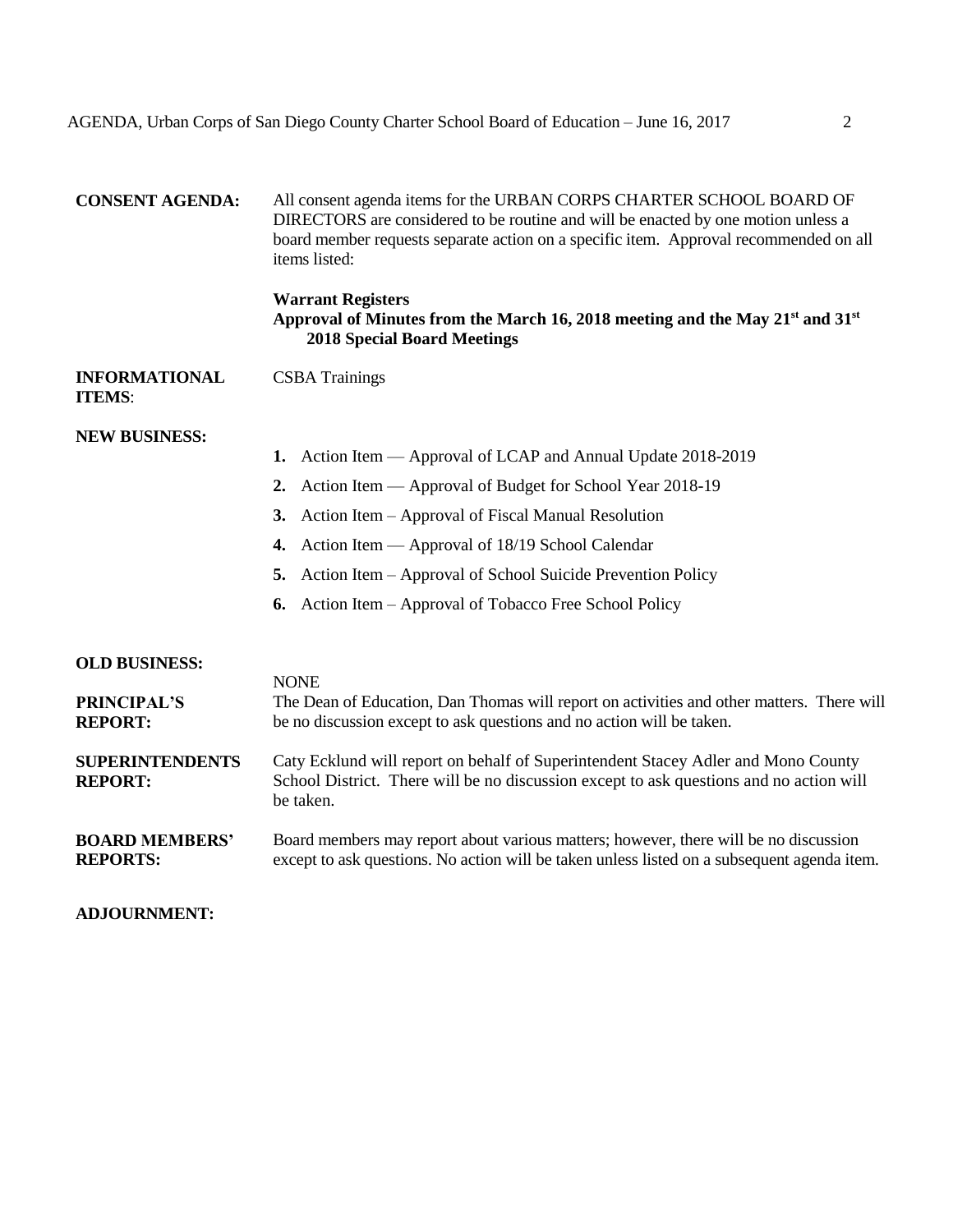**CONSENT AGENDA:** All consent agenda items for the URBAN CORPS CHARTER SCHOOL BOARD OF DIRECTORS are considered to be routine and will be enacted by one motion unless a board member requests separate action on a specific item. Approval recommended on all items listed:

**Warrant Registers**
**Approval of Minutes from the March 16, 2018 meeting and the May 21st and 31st 2018 Special Board Meetings**

**INFORMATIONAL ITEMS**: CSBA Trainings

**NEW BUSINESS:**

1. Action Item — Approval of LCAP and Annual Update 2018-2019
2. Action Item — Approval of Budget for School Year 2018-19
3. Action Item – Approval of Fiscal Manual Resolution
4. Action Item — Approval of 18/19 School Calendar
5. Action Item – Approval of School Suicide Prevention Policy
6. Action Item – Approval of Tobacco Free School Policy

**OLD BUSINESS:** NONE

**PRINCIPAL'S REPORT:** The Dean of Education, Dan Thomas will report on activities and other matters. There will be no discussion except to ask questions and no action will be taken.

**SUPERINTENDENTS REPORT:** Caty Ecklund will report on behalf of Superintendent Stacey Adler and Mono County School District. There will be no discussion except to ask questions and no action will be taken.

**BOARD MEMBERS' REPORTS:** Board members may report about various matters; however, there will be no discussion except to ask questions. No action will be taken unless listed on a subsequent agenda item.

**ADJOURNMENT:**